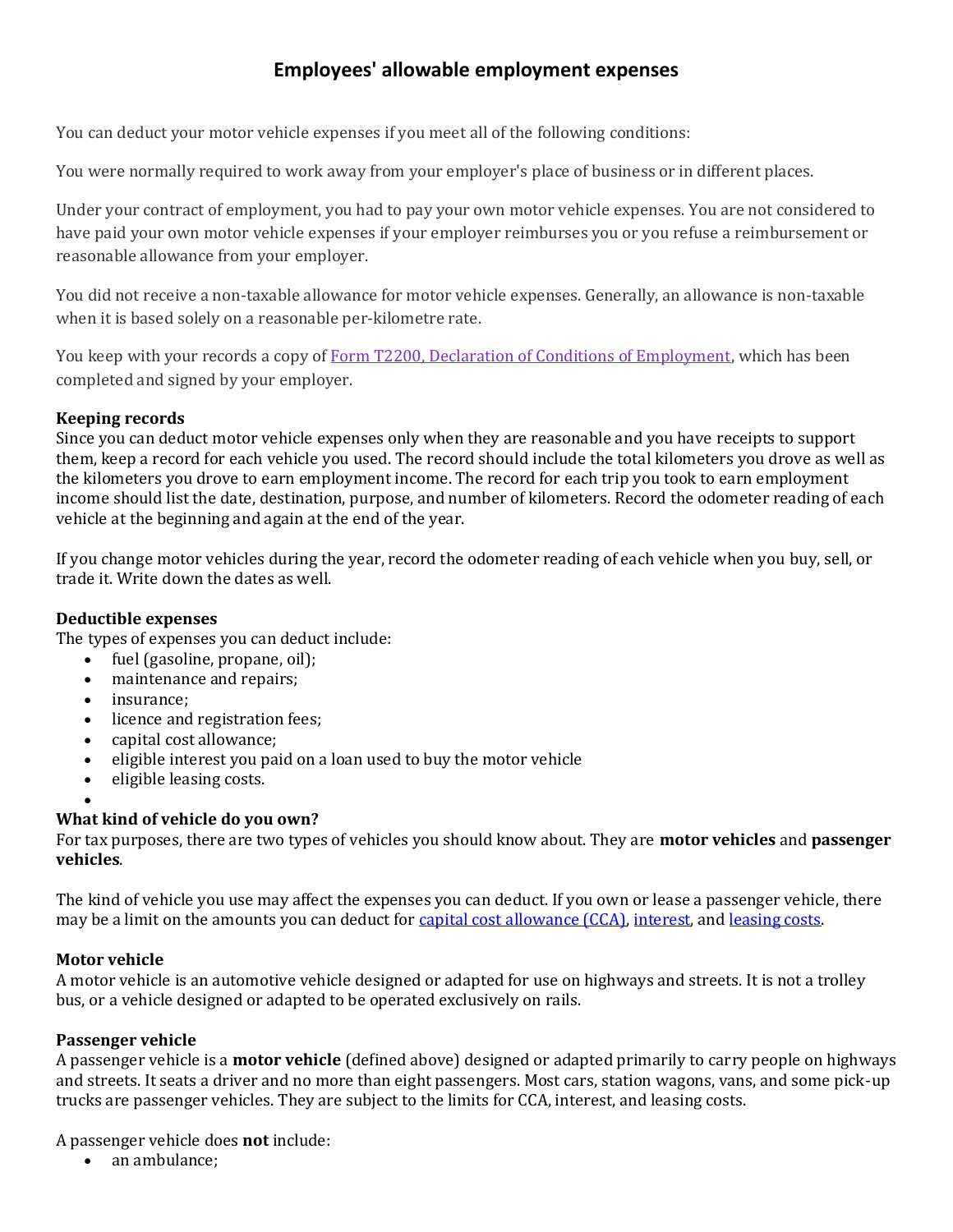# Employees' allowable employment expenses

You can deduct your motor vehicle expenses if you meet all of the following conditions:

You were normally required to work away from your employer's place of business or in different places.

Under your contract of employment, you had to pay your own motor vehicle expenses. You are not considered to have paid your own motor vehicle expenses if your employer reimburses you or you refuse a reimbursement or reasonable allowance from your employer.

You did not receive a non-taxable allowance for motor vehicle expenses. Generally, an allowance is non-taxable when it is based solely on a reasonable per-kilometre rate.

You keep with your records a copy of [Form T2200, Declaration of Conditions of Employment](), which has been completed and signed by your employer.

**Keeping records**
Since you can deduct motor vehicle expenses only when they are reasonable and you have receipts to support them, keep a record for each vehicle you used. The record should include the total kilometers you drove as well as the kilometers you drove to earn employment income. The record for each trip you took to earn employment income should list the date, destination, purpose, and number of kilometers. Record the odometer reading of each vehicle at the beginning and again at the end of the year.

If you change motor vehicles during the year, record the odometer reading of each vehicle when you buy, sell, or trade it. Write down the dates as well.

**Deductible expenses**
The types of expenses you can deduct include:

- fuel (gasoline, propane, oil);
- maintenance and repairs;
- insurance;
- licence and registration fees;
- capital cost allowance;
- eligible interest you paid on a loan used to buy the motor vehicle
- eligible leasing costs.

**What kind of vehicle do you own?**
For tax purposes, there are two types of vehicles you should know about. They are **motor vehicles** and **passenger vehicles**.

The kind of vehicle you use may affect the expenses you can deduct. If you own or lease a passenger vehicle, there may be a limit on the amounts you can deduct for [capital cost allowance (CCA)](), [interest](), and [leasing costs]().

**Motor vehicle**
A motor vehicle is an automotive vehicle designed or adapted for use on highways and streets. It is not a trolley bus, or a vehicle designed or adapted to be operated exclusively on rails.

**Passenger vehicle**
A passenger vehicle is a **motor vehicle** (defined above) designed or adapted primarily to carry people on highways and streets. It seats a driver and no more than eight passengers. Most cars, station wagons, vans, and some pick-up trucks are passenger vehicles. They are subject to the limits for CCA, interest, and leasing costs.

A passenger vehicle does **not** include:

- an ambulance;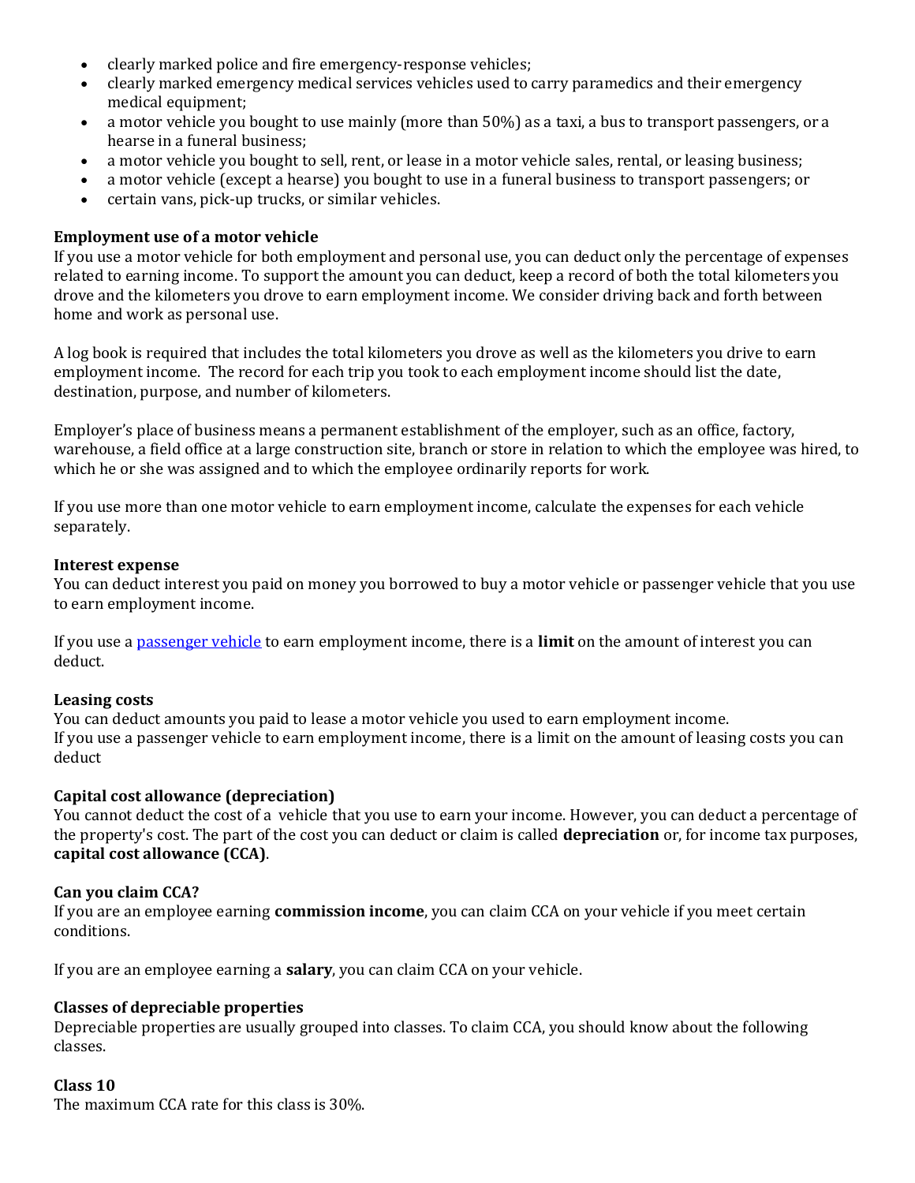- clearly marked police and fire emergency-response vehicles;
- clearly marked emergency medical services vehicles used to carry paramedics and their emergency medical equipment;
- a motor vehicle you bought to use mainly (more than 50%) as a taxi, a bus to transport passengers, or a hearse in a funeral business;
- a motor vehicle you bought to sell, rent, or lease in a motor vehicle sales, rental, or leasing business;
- a motor vehicle (except a hearse) you bought to use in a funeral business to transport passengers; or
- certain vans, pick-up trucks, or similar vehicles.

**Employment use of a motor vehicle**

If you use a motor vehicle for both employment and personal use, you can deduct only the percentage of expenses related to earning income. To support the amount you can deduct, keep a record of both the total kilometers you drove and the kilometers you drove to earn employment income. We consider driving back and forth between home and work as personal use.

A log book is required that includes the total kilometers you drove as well as the kilometers you drive to earn employment income. The record for each trip you took to each employment income should list the date, destination, purpose, and number of kilometers.

Employer's place of business means a permanent establishment of the employer, such as an office, factory, warehouse, a field office at a large construction site, branch or store in relation to which the employee was hired, to which he or she was assigned and to which the employee ordinarily reports for work.

If you use more than one motor vehicle to earn employment income, calculate the expenses for each vehicle separately.

**Interest expense**

You can deduct interest you paid on money you borrowed to buy a motor vehicle or passenger vehicle that you use to earn employment income.

If you use a passenger vehicle to earn employment income, there is a **limit** on the amount of interest you can deduct.

**Leasing costs**

You can deduct amounts you paid to lease a motor vehicle you used to earn employment income.
If you use a passenger vehicle to earn employment income, there is a limit on the amount of leasing costs you can deduct

**Capital cost allowance (depreciation)**

You cannot deduct the cost of a vehicle that you use to earn your income. However, you can deduct a percentage of the property's cost. The part of the cost you can deduct or claim is called **depreciation** or, for income tax purposes, **capital cost allowance (CCA)**.

**Can you claim CCA?**

If you are an employee earning **commission income**, you can claim CCA on your vehicle if you meet certain conditions.

If you are an employee earning a **salary**, you can claim CCA on your vehicle.

**Classes of depreciable properties**

Depreciable properties are usually grouped into classes. To claim CCA, you should know about the following classes.

**Class 10**

The maximum CCA rate for this class is 30%.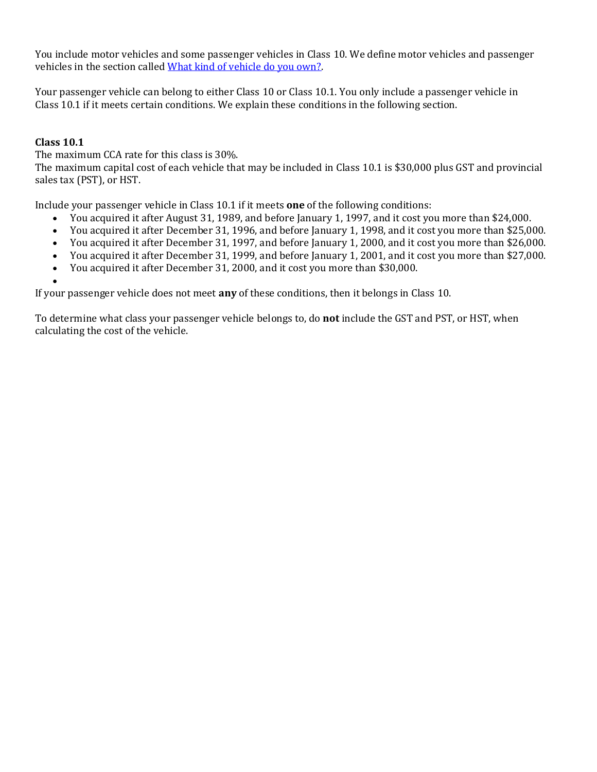You include motor vehicles and some passenger vehicles in Class 10. We define motor vehicles and passenger vehicles in the section called [What kind of vehicle do you own?](#).

Your passenger vehicle can belong to either Class 10 or Class 10.1. You only include a passenger vehicle in Class 10.1 if it meets certain conditions. We explain these conditions in the following section.

**Class 10.1**
The maximum CCA rate for this class is 30%.
The maximum capital cost of each vehicle that may be included in Class 10.1 is $30,000 plus GST and provincial sales tax (PST), or HST.

Include your passenger vehicle in Class 10.1 if it meets **one** of the following conditions:

- You acquired it after August 31, 1989, and before January 1, 1997, and it cost you more than $24,000.
- You acquired it after December 31, 1996, and before January 1, 1998, and it cost you more than $25,000.
- You acquired it after December 31, 1997, and before January 1, 2000, and it cost you more than $26,000.
- You acquired it after December 31, 1999, and before January 1, 2001, and it cost you more than $27,000.
- You acquired it after December 31, 2000, and it cost you more than $30,000.

If your passenger vehicle does not meet **any** of these conditions, then it belongs in Class 10.

To determine what class your passenger vehicle belongs to, do **not** include the GST and PST, or HST, when calculating the cost of the vehicle.